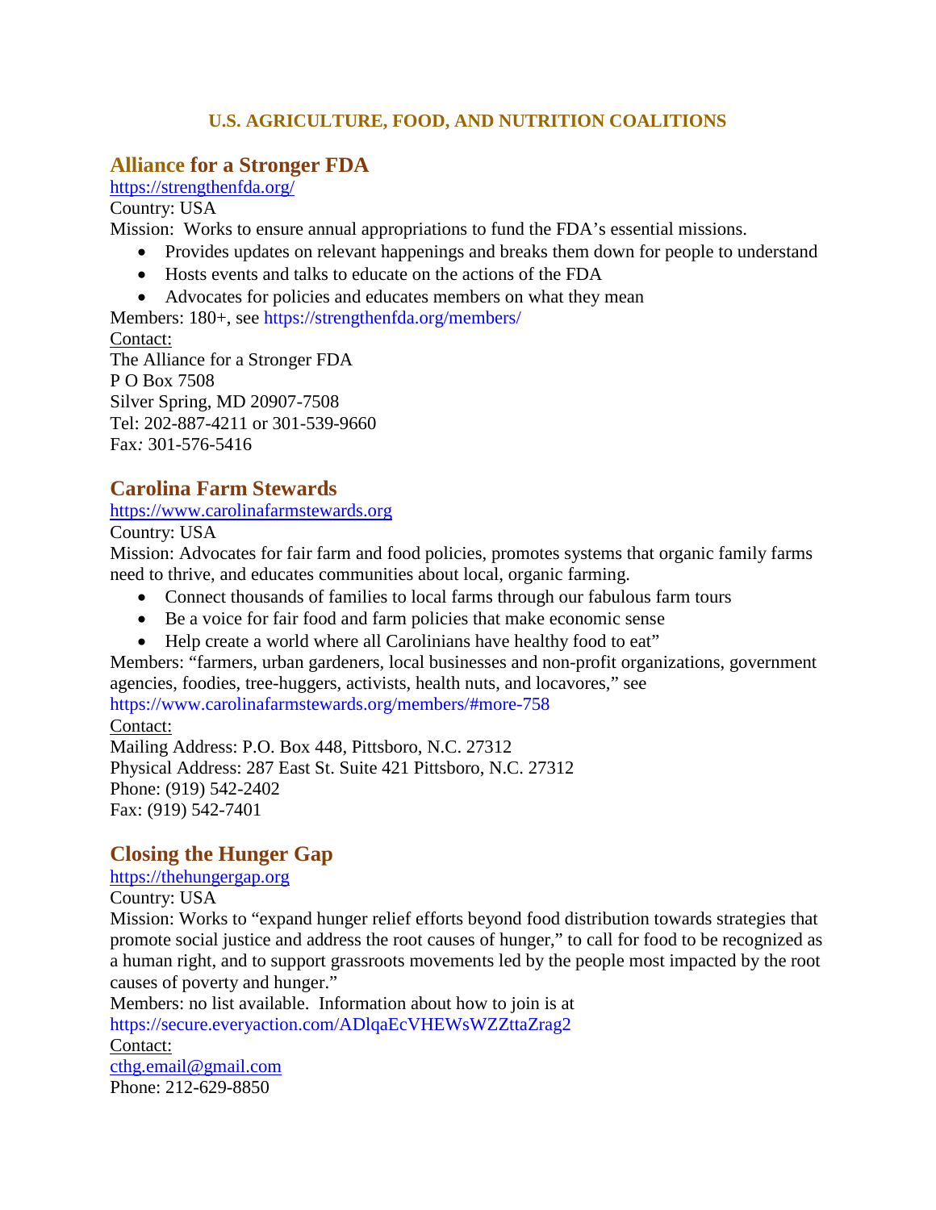# U.S. AGRICULTURE, FOOD, AND NUTRITION COALITIONS

## Alliance for a Stronger FDA

https://strengthenfda.org/

Country: USA

Mission: Works to ensure annual appropriations to fund the FDA's essential missions.

- Provides updates on relevant happenings and breaks them down for people to understand
- Hosts events and talks to educate on the actions of the FDA
- Advocates for policies and educates members on what they mean

Members: 180+, see https://strengthenfda.org/members/

Contact:

The Alliance for a Stronger FDA
P O Box 7508
Silver Spring, MD 20907-7508
Tel: 202-887-4211 or 301-539-9660
Fax: 301-576-5416

## Carolina Farm Stewards

https://www.carolinafarmstewards.org

Country: USA

Mission: Advocates for fair farm and food policies, promotes systems that organic family farms need to thrive, and educates communities about local, organic farming.

- Connect thousands of families to local farms through our fabulous farm tours
- Be a voice for fair food and farm policies that make economic sense
- Help create a world where all Carolinians have healthy food to eat"

Members: "farmers, urban gardeners, local businesses and non-profit organizations, government agencies, foodies, tree-huggers, activists, health nuts, and locavores," see https://www.carolinafarmstewards.org/members/#more-758

Contact:

Mailing Address: P.O. Box 448, Pittsboro, N.C. 27312
Physical Address: 287 East St. Suite 421 Pittsboro, N.C. 27312
Phone: (919) 542-2402
Fax: (919) 542-7401

## Closing the Hunger Gap

https://thehungergap.org

Country: USA

Mission: Works to "expand hunger relief efforts beyond food distribution towards strategies that promote social justice and address the root causes of hunger," to call for food to be recognized as a human right, and to support grassroots movements led by the people most impacted by the root causes of poverty and hunger."

Members: no list available. Information about how to join is at https://secure.everyaction.com/ADlqaEcVHEWsWZZttaZrag2

Contact:

cthg.email@gmail.com
Phone: 212-629-8850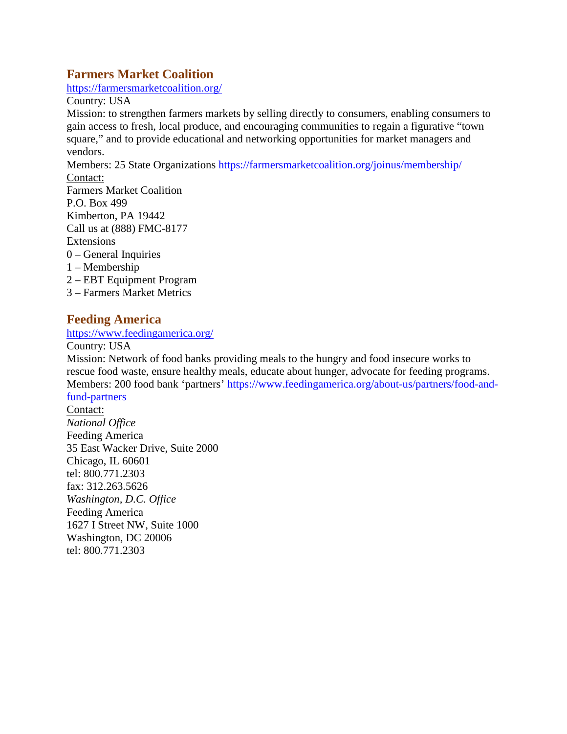## Farmers Market Coalition

https://farmersmarketcoalition.org/

Country: USA

Mission: to strengthen farmers markets by selling directly to consumers, enabling consumers to gain access to fresh, local produce, and encouraging communities to regain a figurative "town square," and to provide educational and networking opportunities for market managers and vendors.

Members: 25 State Organizations https://farmersmarketcoalition.org/joinus/membership/

Contact:

Farmers Market Coalition
P.O. Box 499
Kimberton, PA 19442
Call us at (888) FMC-8177
Extensions
0 – General Inquiries
1 – Membership
2 – EBT Equipment Program
3 – Farmers Market Metrics

## Feeding America

https://www.feedingamerica.org/

Country: USA

Mission: Network of food banks providing meals to the hungry and food insecure works to rescue food waste, ensure healthy meals, educate about hunger, advocate for feeding programs.

Members: 200 food bank 'partners' https://www.feedingamerica.org/about-us/partners/food-and-fund-partners

Contact:

*National Office*
Feeding America
35 East Wacker Drive, Suite 2000
Chicago, IL 60601
tel: 800.771.2303
fax: 312.263.5626

*Washington, D.C. Office*
Feeding America
1627 I Street NW, Suite 1000
Washington, DC 20006
tel: 800.771.2303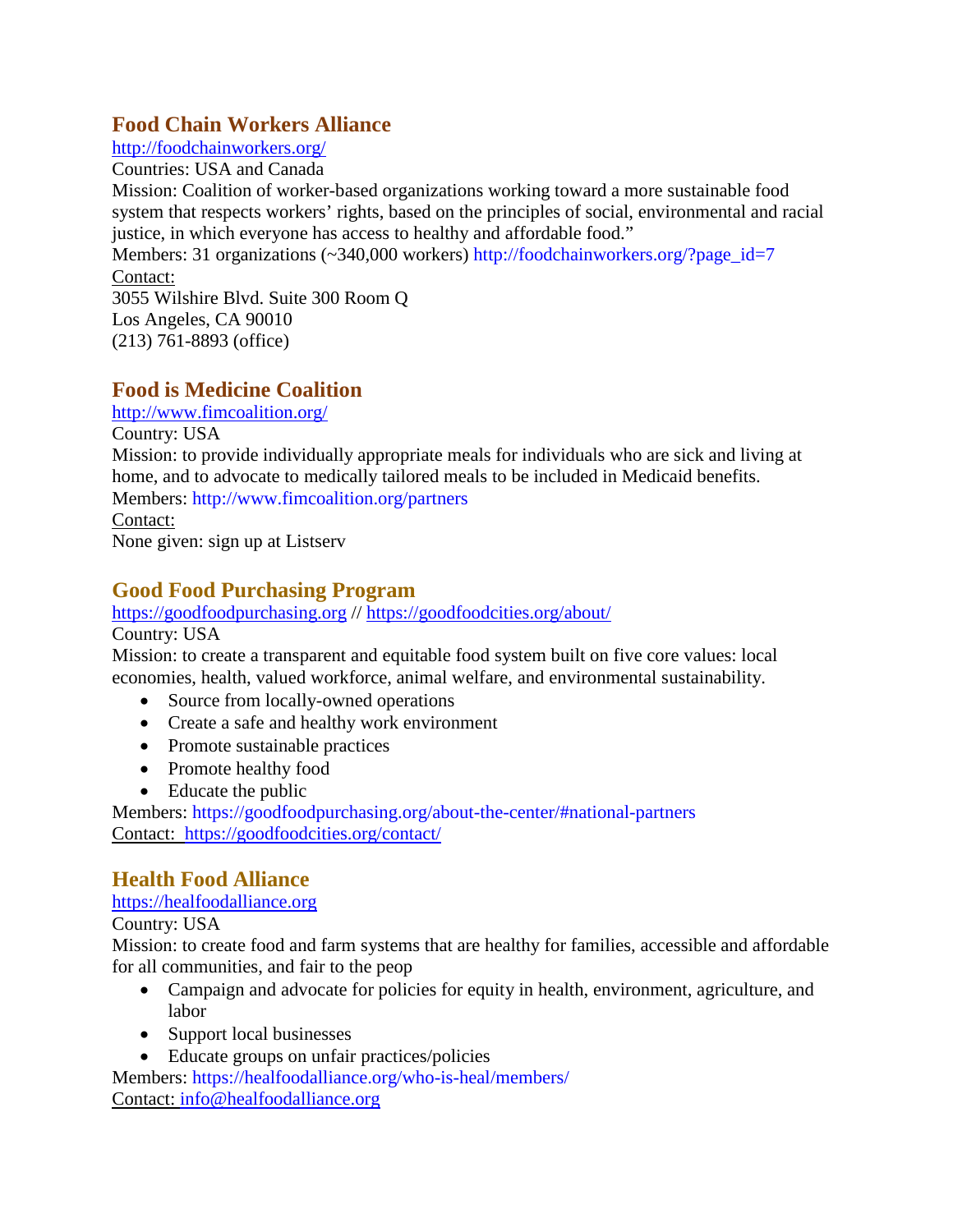## Food Chain Workers Alliance

http://foodchainworkers.org/

Countries: USA and Canada

Mission: Coalition of worker-based organizations working toward a more sustainable food system that respects workers' rights, based on the principles of social, environmental and racial justice, in which everyone has access to healthy and affordable food."

Members: 31 organizations (~340,000 workers) http://foodchainworkers.org/?page_id=7

Contact:

3055 Wilshire Blvd. Suite 300 Room Q
Los Angeles, CA 90010
(213) 761-8893 (office)

## Food is Medicine Coalition

http://www.fimcoalition.org/

Country: USA

Mission: to provide individually appropriate meals for individuals who are sick and living at home, and to advocate to medically tailored meals to be included in Medicaid benefits.

Members: http://www.fimcoalition.org/partners

Contact:

None given: sign up at Listserv

## Good Food Purchasing Program

https://goodfoodpurchasing.org // https://goodfoodcities.org/about/

Country: USA

Mission: to create a transparent and equitable food system built on five core values: local economies, health, valued workforce, animal welfare, and environmental sustainability.

- Source from locally-owned operations
- Create a safe and healthy work environment
- Promote sustainable practices
- Promote healthy food
- Educate the public

Members: https://goodfoodpurchasing.org/about-the-center/#national-partners

Contact: https://goodfoodcities.org/contact/

## Health Food Alliance

https://healfoodalliance.org

Country: USA

Mission: to create food and farm systems that are healthy for families, accessible and affordable for all communities, and fair to the peop

- Campaign and advocate for policies for equity in health, environment, agriculture, and labor
- Support local businesses
- Educate groups on unfair practices/policies

Members: https://healfoodalliance.org/who-is-heal/members/

Contact: info@healfoodalliance.org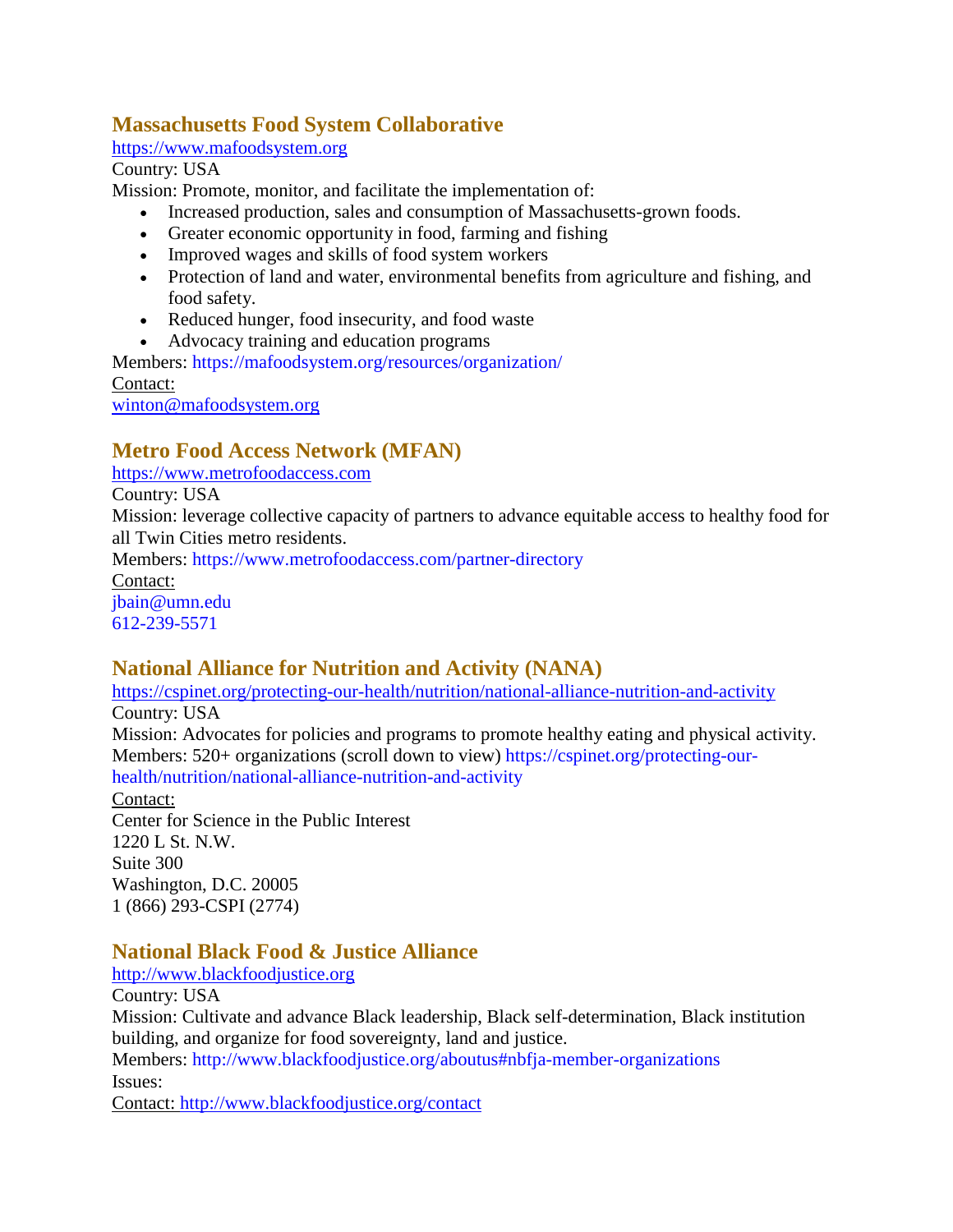### Massachusetts Food System Collaborative

https://www.mafoodsystem.org
Country: USA
Mission: Promote, monitor, and facilitate the implementation of:

- Increased production, sales and consumption of Massachusetts-grown foods.
- Greater economic opportunity in food, farming and fishing
- Improved wages and skills of food system workers
- Protection of land and water, environmental benefits from agriculture and fishing, and food safety.
- Reduced hunger, food insecurity, and food waste
- Advocacy training and education programs

Members: https://mafoodsystem.org/resources/organization/
Contact:
winton@mafoodsystem.org

### Metro Food Access Network (MFAN)

https://www.metrofoodaccess.com
Country: USA
Mission: leverage collective capacity of partners to advance equitable access to healthy food for all Twin Cities metro residents.
Members: https://www.metrofoodaccess.com/partner-directory
Contact:
jbain@umn.edu
612-239-5571

### National Alliance for Nutrition and Activity (NANA)

https://cspinet.org/protecting-our-health/nutrition/national-alliance-nutrition-and-activity
Country: USA
Mission: Advocates for policies and programs to promote healthy eating and physical activity.
Members: 520+ organizations (scroll down to view) https://cspinet.org/protecting-our-health/nutrition/national-alliance-nutrition-and-activity
Contact:
Center for Science in the Public Interest
1220 L St. N.W.
Suite 300
Washington, D.C. 20005
1 (866) 293-CSPI (2774)

### National Black Food & Justice Alliance

http://www.blackfoodjustice.org
Country: USA
Mission: Cultivate and advance Black leadership, Black self-determination, Black institution building, and organize for food sovereignty, land and justice.
Members: http://www.blackfoodjustice.org/aboutus#nbfja-member-organizations
Issues:
Contact: http://www.blackfoodjustice.org/contact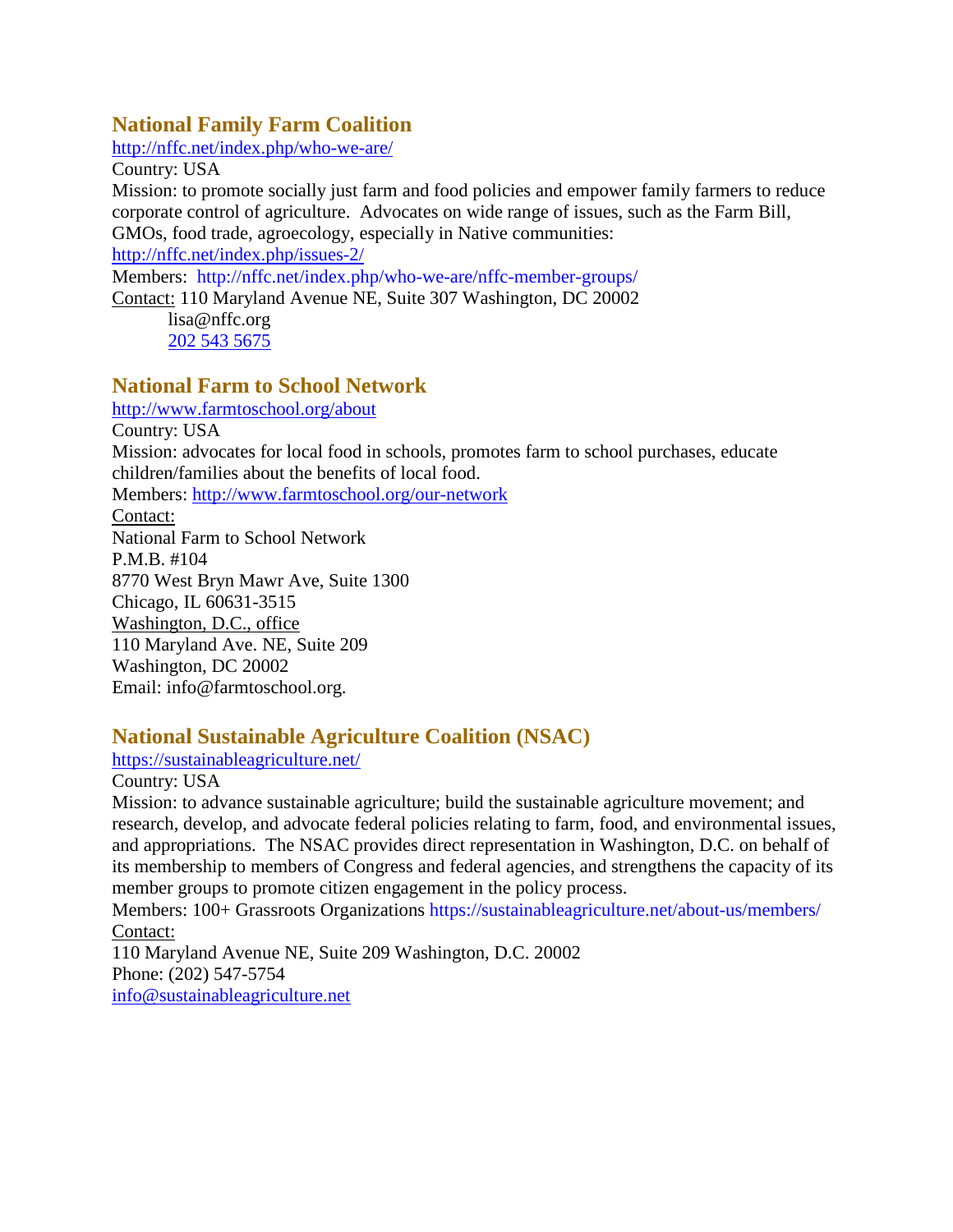## National Family Farm Coalition

http://nffc.net/index.php/who-we-are/

Country: USA

Mission: to promote socially just farm and food policies and empower family farmers to reduce corporate control of agriculture. Advocates on wide range of issues, such as the Farm Bill, GMOs, food trade, agroecology, especially in Native communities: http://nffc.net/index.php/issues-2/

Members: http://nffc.net/index.php/who-we-are/nffc-member-groups/

Contact: 110 Maryland Avenue NE, Suite 307 Washington, DC 20002
lisa@nffc.org
202 543 5675

## National Farm to School Network

http://www.farmtoschool.org/about

Country: USA

Mission: advocates for local food in schools, promotes farm to school purchases, educate children/families about the benefits of local food.

Members: http://www.farmtoschool.org/our-network

Contact:
National Farm to School Network
P.M.B. #104
8770 West Bryn Mawr Ave, Suite 1300
Chicago, IL 60631-3515
Washington, D.C., office
110 Maryland Ave. NE, Suite 209
Washington, DC 20002
Email: info@farmtoschool.org.

## National Sustainable Agriculture Coalition (NSAC)

https://sustainableagriculture.net/

Country: USA

Mission: to advance sustainable agriculture; build the sustainable agriculture movement; and research, develop, and advocate federal policies relating to farm, food, and environmental issues, and appropriations. The NSAC provides direct representation in Washington, D.C. on behalf of its membership to members of Congress and federal agencies, and strengthens the capacity of its member groups to promote citizen engagement in the policy process.

Members: 100+ Grassroots Organizations https://sustainableagriculture.net/about-us/members/

Contact:
110 Maryland Avenue NE, Suite 209 Washington, D.C. 20002
Phone: (202) 547-5754
info@sustainableagriculture.net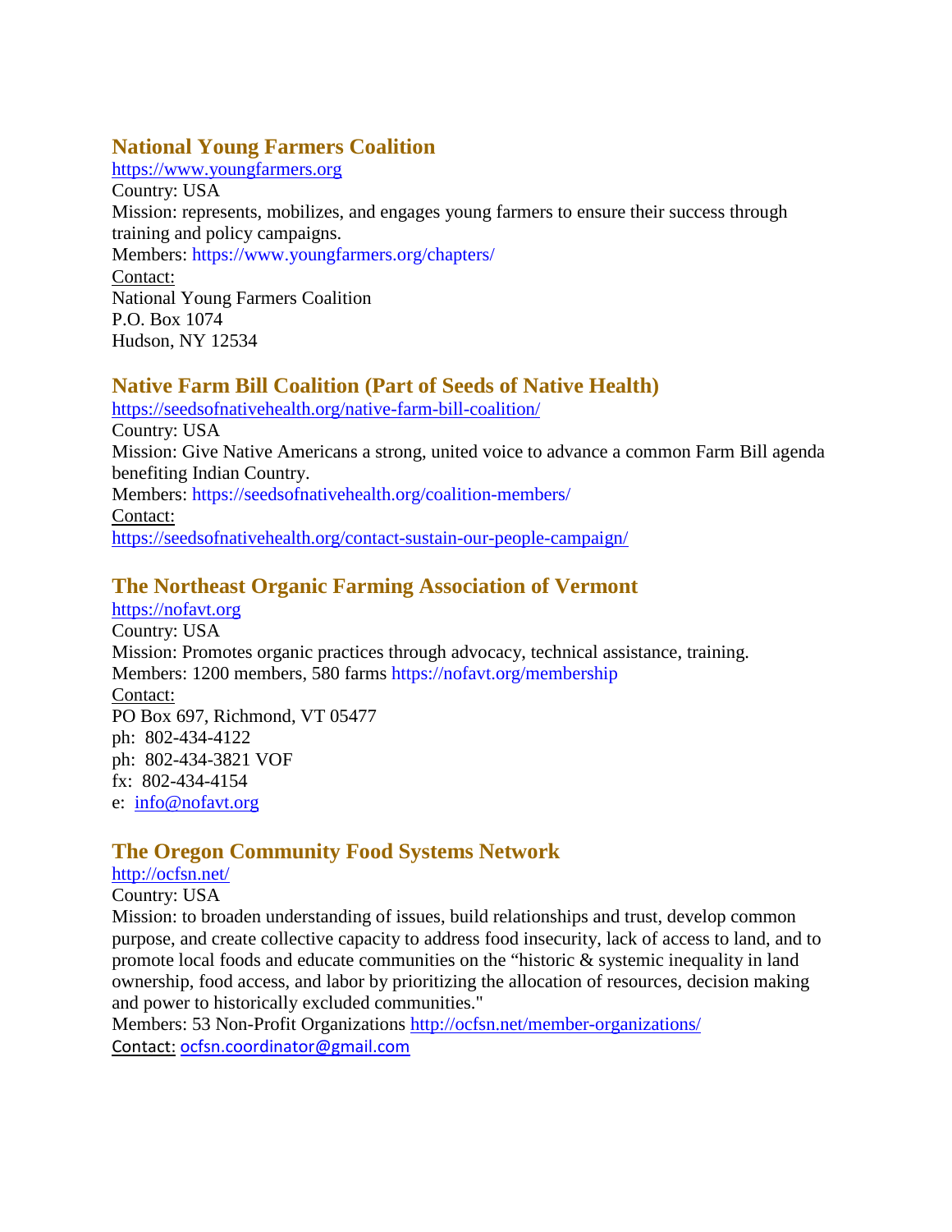## National Young Farmers Coalition

https://www.youngfarmers.org
Country: USA
Mission: represents, mobilizes, and engages young farmers to ensure their success through training and policy campaigns.
Members: https://www.youngfarmers.org/chapters/
Contact:
National Young Farmers Coalition
P.O. Box 1074
Hudson, NY 12534

## Native Farm Bill Coalition (Part of Seeds of Native Health)

https://seedsofnativehealth.org/native-farm-bill-coalition/
Country: USA
Mission: Give Native Americans a strong, united voice to advance a common Farm Bill agenda benefiting Indian Country.
Members: https://seedsofnativehealth.org/coalition-members/
Contact:
https://seedsofnativehealth.org/contact-sustain-our-people-campaign/

## The Northeast Organic Farming Association of Vermont

https://nofavt.org
Country: USA
Mission: Promotes organic practices through advocacy, technical assistance, training.
Members: 1200 members, 580 farms https://nofavt.org/membership
Contact:
PO Box 697, Richmond, VT 05477
ph: 802-434-4122
ph: 802-434-3821 VOF
fx: 802-434-4154
e: info@nofavt.org

## The Oregon Community Food Systems Network

http://ocfsn.net/
Country: USA
Mission: to broaden understanding of issues, build relationships and trust, develop common purpose, and create collective capacity to address food insecurity, lack of access to land, and to promote local foods and educate communities on the "historic & systemic inequality in land ownership, food access, and labor by prioritizing the allocation of resources, decision making and power to historically excluded communities."
Members: 53 Non-Profit Organizations http://ocfsn.net/member-organizations/
Contact: ocfsn.coordinator@gmail.com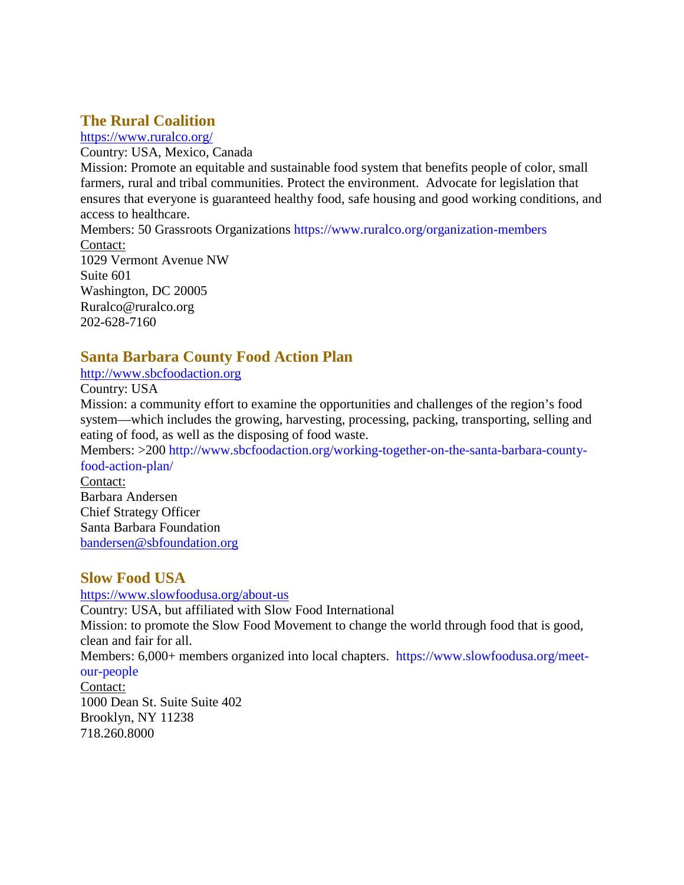## The Rural Coalition

https://www.ruralco.org/

Country: USA, Mexico, Canada

Mission: Promote an equitable and sustainable food system that benefits people of color, small farmers, rural and tribal communities. Protect the environment. Advocate for legislation that ensures that everyone is guaranteed healthy food, safe housing and good working conditions, and access to healthcare.

Members: 50 Grassroots Organizations https://www.ruralco.org/organization-members

Contact:
1029 Vermont Avenue NW
Suite 601
Washington, DC 20005
Ruralco@ruralco.org
202-628-7160

## Santa Barbara County Food Action Plan

http://www.sbcfoodaction.org

Country: USA

Mission: a community effort to examine the opportunities and challenges of the region's food system—which includes the growing, harvesting, processing, packing, transporting, selling and eating of food, as well as the disposing of food waste.

Members: >200 http://www.sbcfoodaction.org/working-together-on-the-santa-barbara-county-food-action-plan/

Contact:
Barbara Andersen
Chief Strategy Officer
Santa Barbara Foundation
bandersen@sbfoundation.org

## Slow Food USA

https://www.slowfoodusa.org/about-us

Country: USA, but affiliated with Slow Food International

Mission: to promote the Slow Food Movement to change the world through food that is good, clean and fair for all.

Members: 6,000+ members organized into local chapters. https://www.slowfoodusa.org/meet-our-people

Contact:
1000 Dean St. Suite Suite 402
Brooklyn, NY 11238
718.260.8000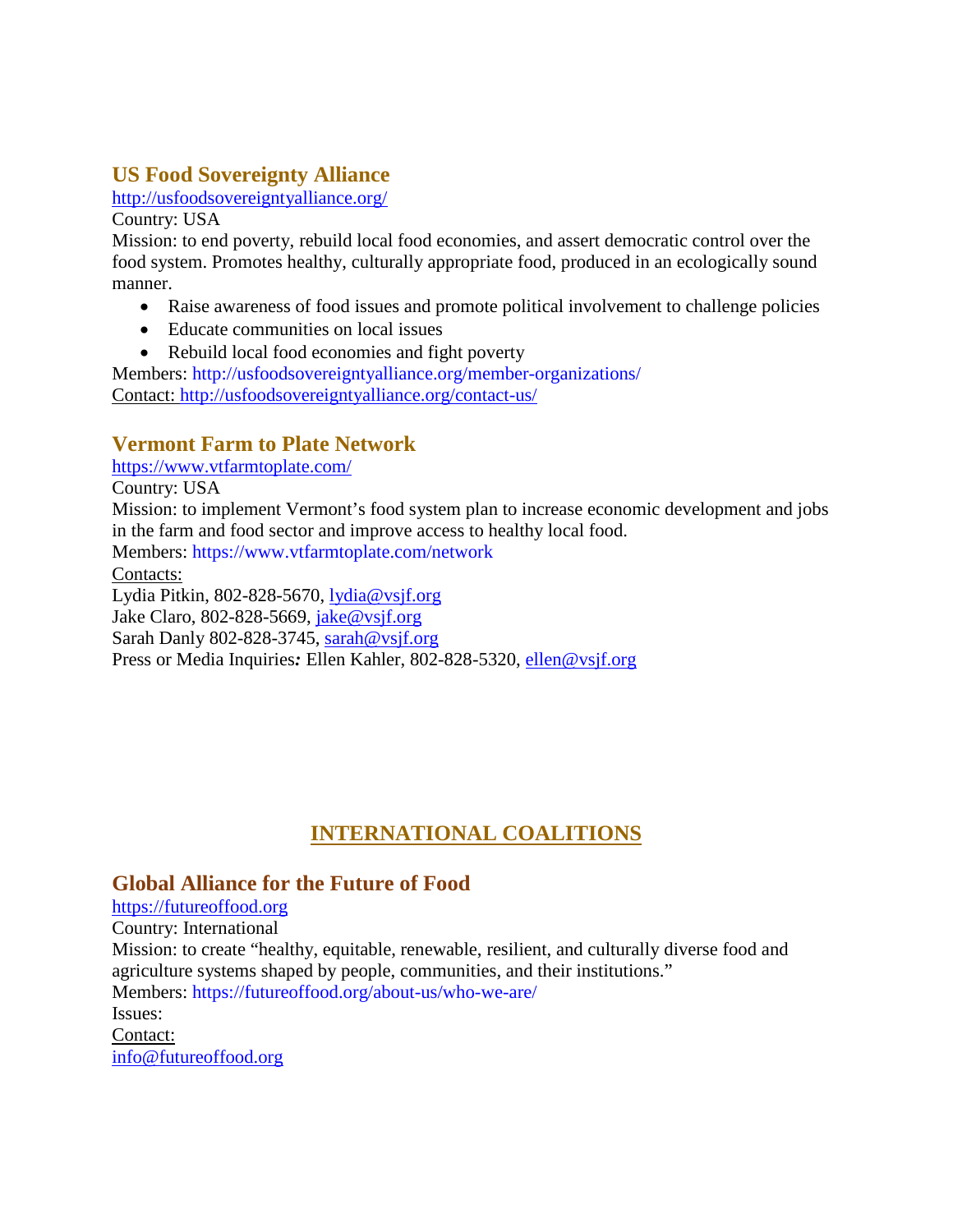### US Food Sovereignty Alliance

http://usfoodsovereigntyalliance.org/

Country: USA

Mission: to end poverty, rebuild local food economies, and assert democratic control over the food system. Promotes healthy, culturally appropriate food, produced in an ecologically sound manner.

- Raise awareness of food issues and promote political involvement to challenge policies
- Educate communities on local issues
- Rebuild local food economies and fight poverty

Members: http://usfoodsovereigntyalliance.org/member-organizations/

Contact: http://usfoodsovereigntyalliance.org/contact-us/

### Vermont Farm to Plate Network

https://www.vtfarmtoplate.com/

Country: USA

Mission: to implement Vermont's food system plan to increase economic development and jobs in the farm and food sector and improve access to healthy local food.

Members: https://www.vtfarmtoplate.com/network

Contacts:

Lydia Pitkin, 802-828-5670, lydia@vsjf.org

Jake Claro, 802-828-5669, jake@vsjf.org

Sarah Danly 802-828-3745, sarah@vsjf.org

Press or Media Inquiries***:*** Ellen Kahler, 802-828-5320, ellen@vsjf.org

## INTERNATIONAL COALITIONS

### Global Alliance for the Future of Food

https://futureoffood.org

Country: International

Mission: to create "healthy, equitable, renewable, resilient, and culturally diverse food and agriculture systems shaped by people, communities, and their institutions."

Members: https://futureoffood.org/about-us/who-we-are/

Issues:

Contact:

info@futureoffood.org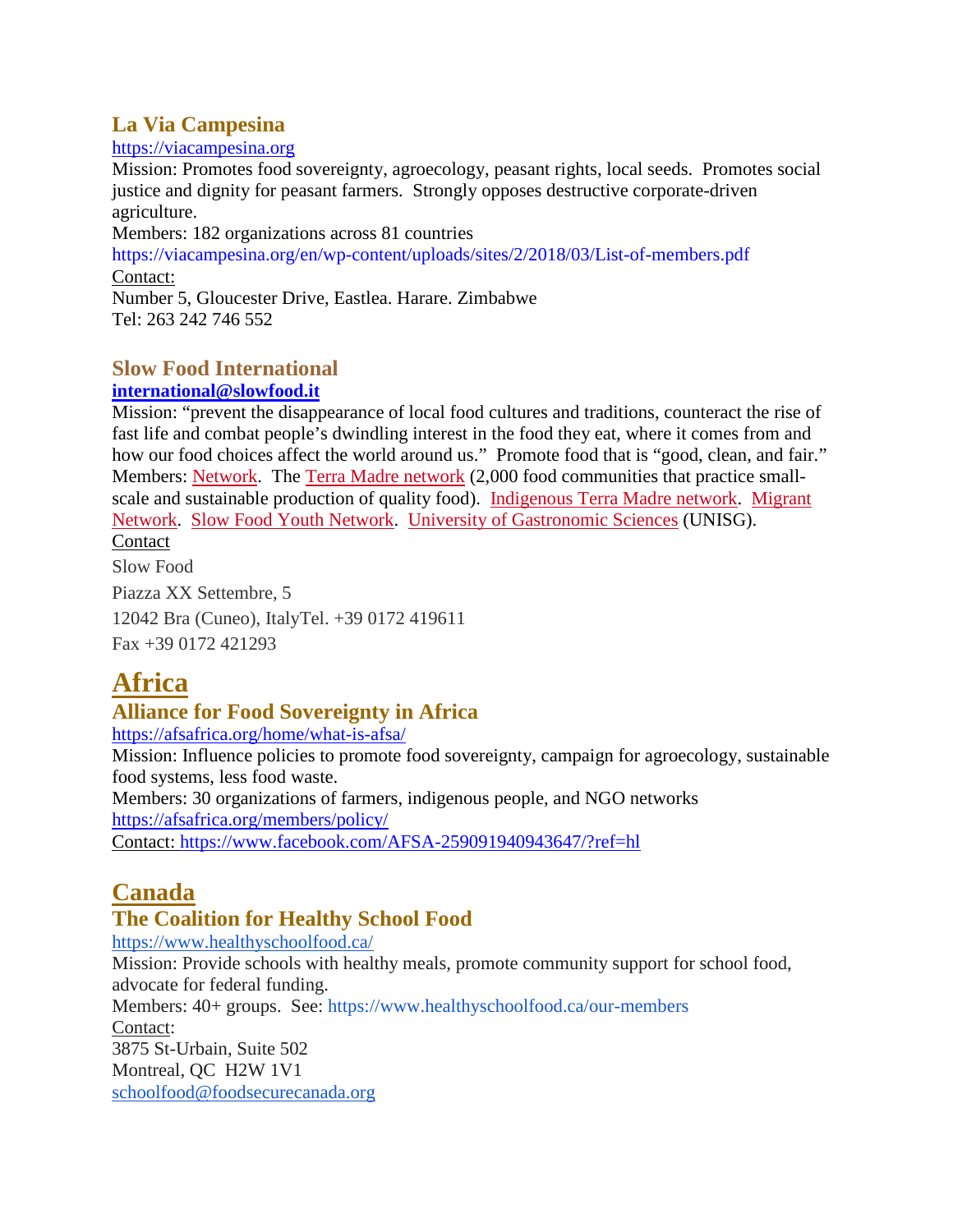### La Via Campesina

https://viacampesina.org

Mission: Promotes food sovereignty, agroecology, peasant rights, local seeds. Promotes social justice and dignity for peasant farmers. Strongly opposes destructive corporate-driven agriculture.

Members: 182 organizations across 81 countries

https://viacampesina.org/en/wp-content/uploads/sites/2/2018/03/List-of-members.pdf

Contact:

Number 5, Gloucester Drive, Eastlea. Harare. Zimbabwe

Tel: 263 242 746 552

### Slow Food International

**international@slowfood.it**

Mission: "prevent the disappearance of local food cultures and traditions, counteract the rise of fast life and combat people's dwindling interest in the food they eat, where it comes from and how our food choices affect the world around us." Promote food that is "good, clean, and fair."

Members: Network. The Terra Madre network (2,000 food communities that practice small-scale and sustainable production of quality food). Indigenous Terra Madre network. Migrant Network. Slow Food Youth Network. University of Gastronomic Sciences (UNISG).

Contact

Slow Food

Piazza XX Settembre, 5

12042 Bra (Cuneo), ItalyTel. +39 0172 419611

Fax +39 0172 421293

## Africa

### Alliance for Food Sovereignty in Africa

https://afsafrica.org/home/what-is-afsa/

Mission: Influence policies to promote food sovereignty, campaign for agroecology, sustainable food systems, less food waste.

Members: 30 organizations of farmers, indigenous people, and NGO networks

https://afsafrica.org/members/policy/

Contact: https://www.facebook.com/AFSA-259091940943647/?ref=hl

## Canada

### The Coalition for Healthy School Food

https://www.healthyschoolfood.ca/

Mission: Provide schools with healthy meals, promote community support for school food, advocate for federal funding.

Members: 40+ groups. See: https://www.healthyschoolfood.ca/our-members

Contact:

3875 St-Urbain, Suite 502

Montreal, QC H2W 1V1

schoolfood@foodsecurecanada.org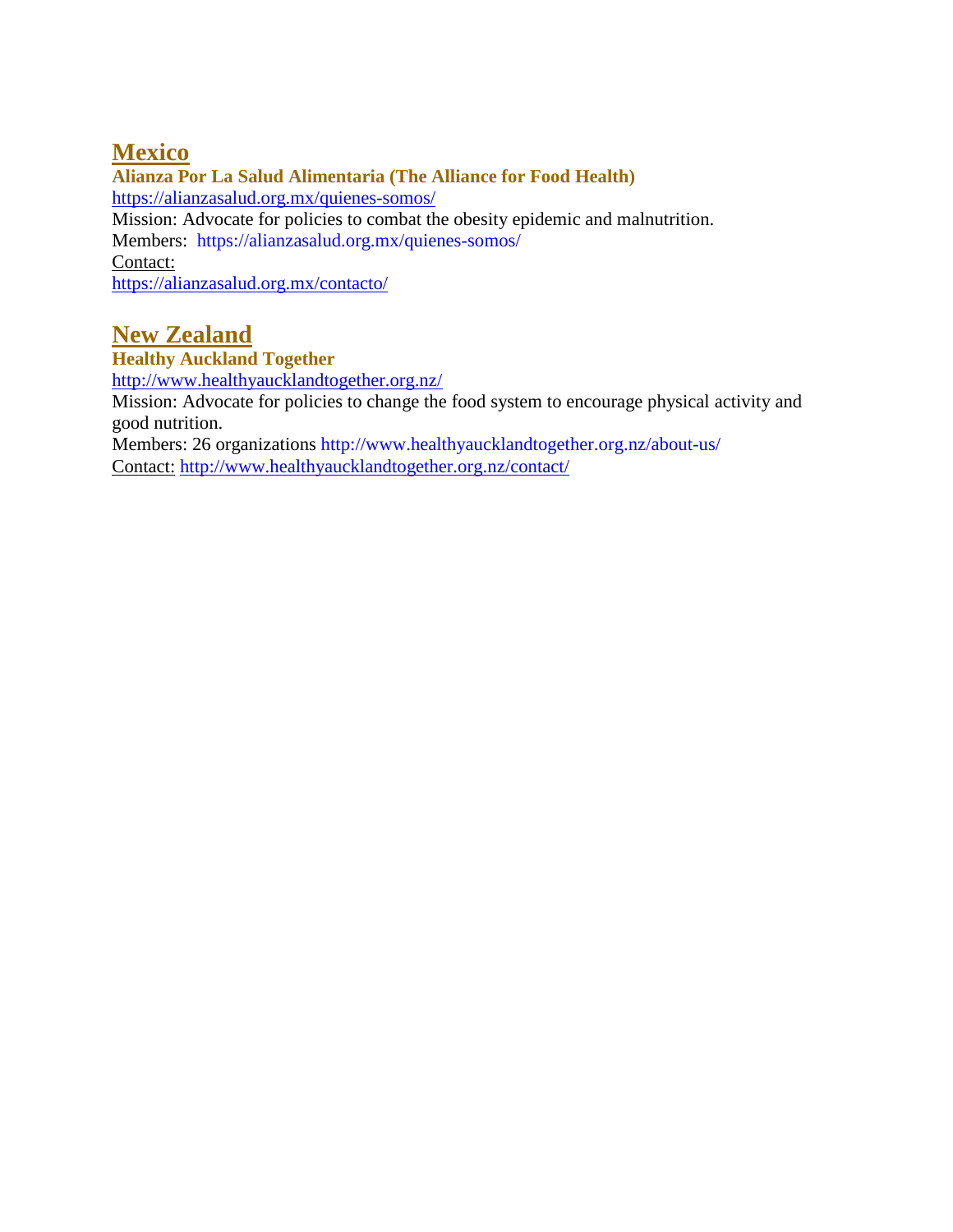## Mexico

**Alianza Por La Salud Alimentaria (The Alliance for Food Health)**

https://alianzasalud.org.mx/quienes-somos/

Mission: Advocate for policies to combat the obesity epidemic and malnutrition.

Members: https://alianzasalud.org.mx/quienes-somos/

Contact:

https://alianzasalud.org.mx/contacto/

## New Zealand

**Healthy Auckland Together**

http://www.healthyaucklandtogether.org.nz/

Mission: Advocate for policies to change the food system to encourage physical activity and good nutrition.

Members: 26 organizations http://www.healthyaucklandtogether.org.nz/about-us/

Contact: http://www.healthyaucklandtogether.org.nz/contact/